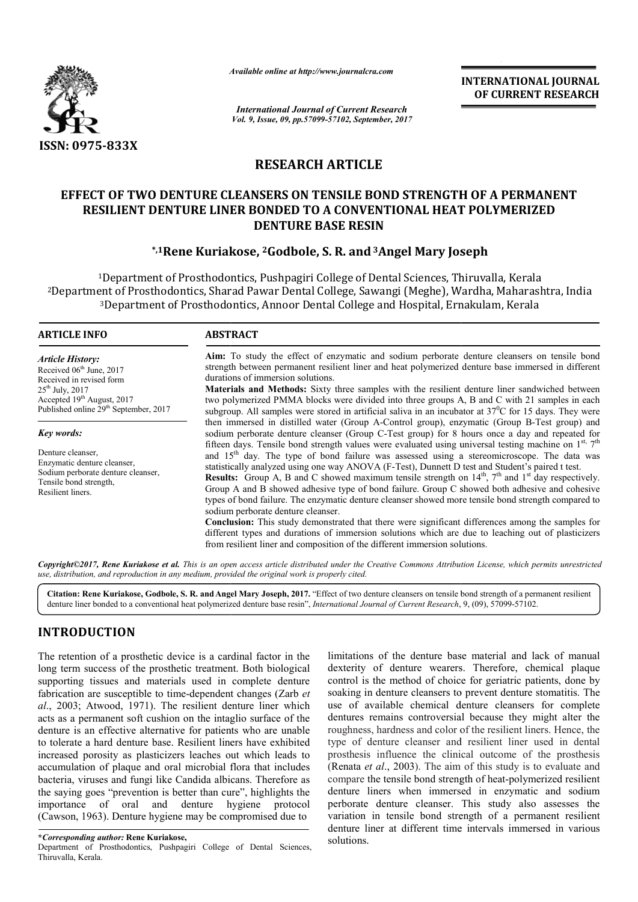*Available online at http://www.journalcra.com*

*International Journal of Current Research*
*Vol. 9, Issue, 09, pp.57099-57102, September, 2017*

**INTERNATIONAL JOURNAL OF CURRENT RESEARCH**

**ISSN: 0975-833X**

## RESEARCH ARTICLE

# EFFECT OF TWO DENTURE CLEANSERS ON TENSILE BOND STRENGTH OF A PERMANENT RESILIENT DENTURE LINER BONDED TO A CONVENTIONAL HEAT POLYMERIZED DENTURE BASE RESIN

**\*,[1]Rene Kuriakose, [2]Godbole, S. R. and [3]Angel Mary Joseph**

[1]Department of Prosthodontics, Pushpagiri College of Dental Sciences, Thiruvalla, Kerala
[2]Department of Prosthodontics, Sharad Pawar Dental College, Sawangi (Meghe), Wardha, Maharashtra, India
[3]Department of Prosthodontics, Annoor Dental College and Hospital, Ernakulam, Kerala

### ARTICLE INFO

***Article History:***
Received 06th June, 2017
Received in revised form
25th July, 2017
Accepted 19th August, 2017
Published online 29th September, 2017

***Key words:***

Denture cleanser,
Enzymatic denture cleanser,
Sodium perborate denture cleanser,
Tensile bond strength,
Resilient liners.

### ABSTRACT

**Aim:** To study the effect of enzymatic and sodium perborate denture cleansers on tensile bond strength between permanent resilient liner and heat polymerized denture base immersed in different durations of immersion solutions.

**Materials and Methods:** Sixty three samples with the resilient denture liner sandwiched between two polymerized PMMA blocks were divided into three groups A, B and C with 21 samples in each subgroup. All samples were stored in artificial saliva in an incubator at $37^0$C for 15 days. They were then immersed in distilled water (Group A-Control group), enzymatic (Group B-Test group) and sodium perborate denture cleanser (Group C-Test group) for 8 hours once a day and repeated for fifteen days. Tensile bond strength values were evaluated using universal testing machine on 1st, 7th and 15th day. The type of bond failure was assessed using a stereomicroscope. The data was statistically analyzed using one way ANOVA (F-Test), Dunnett D test and Student's paired t test.

**Results:** Group A, B and C showed maximum tensile strength on 14th, 7th and 1st day respectively. Group A and B showed adhesive type of bond failure. Group C showed both adhesive and cohesive types of bond failure. The enzymatic denture cleanser showed more tensile bond strength compared to sodium perborate denture cleanser.

**Conclusion:** This study demonstrated that there were significant differences among the samples for different types and durations of immersion solutions which are due to leaching out of plasticizers from resilient liner and composition of the different immersion solutions.

***Copyright©2017, Rene Kuriakose et al.** This is an open access article distributed under the Creative Commons Attribution License, which permits unrestricted use, distribution, and reproduction in any medium, provided the original work is properly cited.*

**Citation: Rene Kuriakose, Godbole, S. R. and Angel Mary Joseph, 2017.** "Effect of two denture cleansers on tensile bond strength of a permanent resilient denture liner bonded to a conventional heat polymerized denture base resin", *International Journal of Current Research*, 9, (09), 57099-57102.

## INTRODUCTION

The retention of a prosthetic device is a cardinal factor in the long term success of the prosthetic treatment. Both biological supporting tissues and materials used in complete denture fabrication are susceptible to time-dependent changes (Zarb *et al*., 2003; Atwood, 1971). The resilient denture liner which acts as a permanent soft cushion on the intaglio surface of the denture is an effective alternative for patients who are unable to tolerate a hard denture base. Resilient liners have exhibited increased porosity as plasticizers leaches out which leads to accumulation of plaque and oral microbial flora that includes bacteria, viruses and fungi like Candida albicans. Therefore as the saying goes "prevention is better than cure", highlights the importance of oral and denture hygiene protocol (Cawson, 1963). Denture hygiene may be compromised due to limitations of the denture base material and lack of manual dexterity of denture wearers. Therefore, chemical plaque control is the method of choice for geriatric patients, done by soaking in denture cleansers to prevent denture stomatitis. The use of available chemical denture cleansers for complete dentures remains controversial because they might alter the roughness, hardness and color of the resilient liners. Hence, the type of denture cleanser and resilient liner used in dental prosthesis influence the clinical outcome of the prosthesis (Renata *et al*., 2003). The aim of this study is to evaluate and compare the tensile bond strength of heat-polymerized resilient denture liners when immersed in enzymatic and sodium perborate denture cleanser. This study also assesses the variation in tensile bond strength of a permanent resilient denture liner at different time intervals immersed in various solutions.

***\*Corresponding author:* Rene Kuriakose,**
Department of Prosthodontics, Pushpagiri College of Dental Sciences, Thiruvalla, Kerala.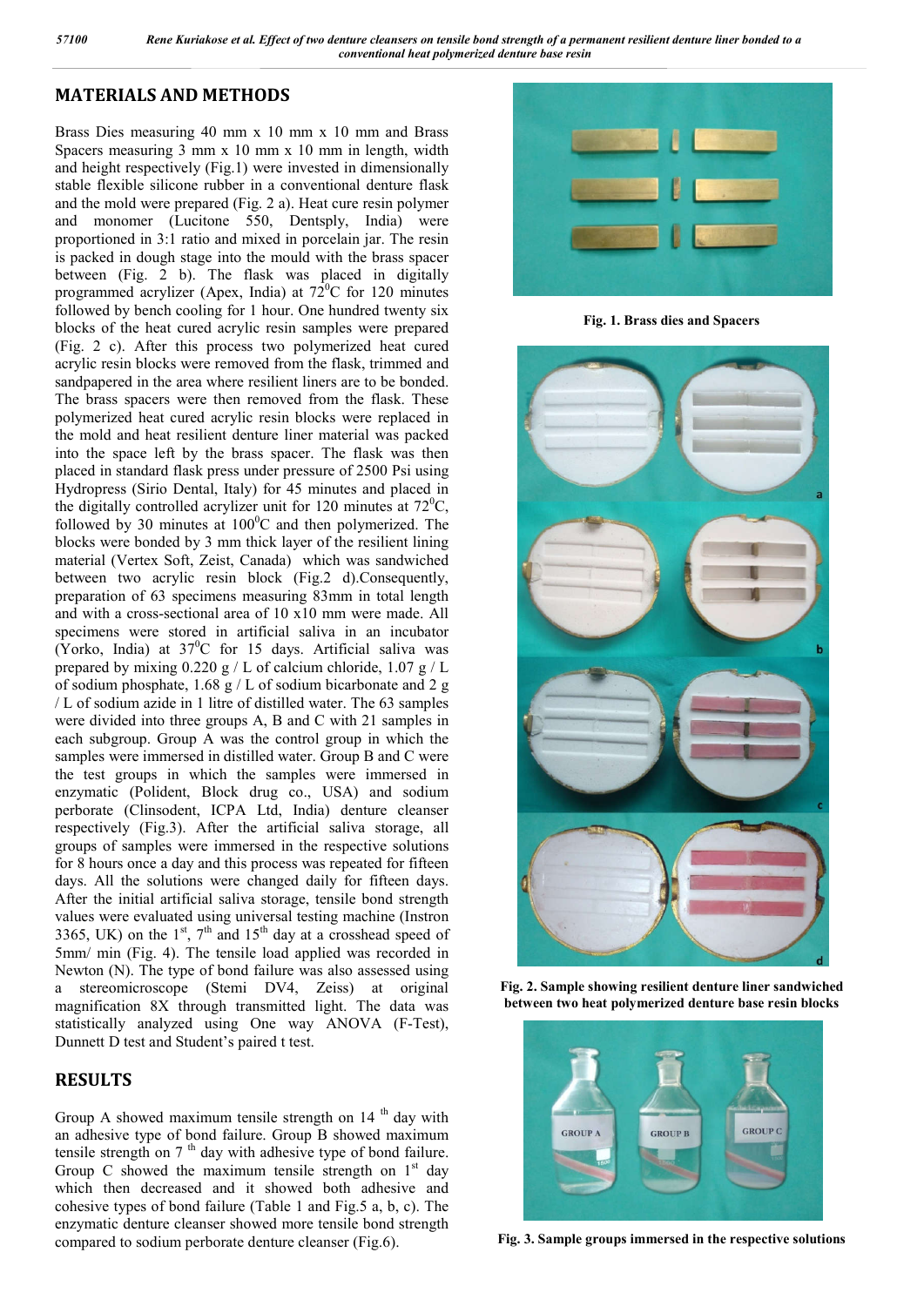## MATERIALS AND METHODS

Brass Dies measuring 40 mm x 10 mm x 10 mm and Brass Spacers measuring 3 mm x 10 mm x 10 mm in length, width and height respectively (Fig.1) were invested in dimensionally stable flexible silicone rubber in a conventional denture flask and the mold were prepared (Fig. 2 a). Heat cure resin polymer and monomer (Lucitone 550, Dentsply, India) were proportioned in 3:1 ratio and mixed in porcelain jar. The resin is packed in dough stage into the mould with the brass spacer between (Fig. 2 b). The flask was placed in digitally programmed acrylizer (Apex, India) at 72$^0$C for 120 minutes followed by bench cooling for 1 hour. One hundred twenty six blocks of the heat cured acrylic resin samples were prepared (Fig. 2 c). After this process two polymerized heat cured acrylic resin blocks were removed from the flask, trimmed and sandpapered in the area where resilient liners are to be bonded. The brass spacers were then removed from the flask. These polymerized heat cured acrylic resin blocks were replaced in the mold and heat resilient denture liner material was packed into the space left by the brass spacer. The flask was then placed in standard flask press under pressure of 2500 Psi using Hydropress (Sirio Dental, Italy) for 45 minutes and placed in the digitally controlled acrylizer unit for 120 minutes at 72$^0$C, followed by 30 minutes at 100$^0$C and then polymerized. The blocks were bonded by 3 mm thick layer of the resilient lining material (Vertex Soft, Zeist, Canada) which was sandwiched between two acrylic resin block (Fig.2 d).Consequently, preparation of 63 specimens measuring 83mm in total length and with a cross-sectional area of 10 x10 mm were made. All specimens were stored in artificial saliva in an incubator (Yorko, India) at 37$^0$C for 15 days. Artificial saliva was prepared by mixing 0.220 g / L of calcium chloride, 1.07 g / L of sodium phosphate, 1.68 g / L of sodium bicarbonate and 2 g / L of sodium azide in 1 litre of distilled water. The 63 samples were divided into three groups A, B and C with 21 samples in each subgroup. Group A was the control group in which the samples were immersed in distilled water. Group B and C were the test groups in which the samples were immersed in enzymatic (Polident, Block drug co., USA) and sodium perborate (Clinsodent, ICPA Ltd, India) denture cleanser respectively (Fig.3). After the artificial saliva storage, all groups of samples were immersed in the respective solutions for 8 hours once a day and this process was repeated for fifteen days. All the solutions were changed daily for fifteen days. After the initial artificial saliva storage, tensile bond strength values were evaluated using universal testing machine (Instron 3365, UK) on the 1$^{st}$, 7$^{th}$ and 15$^{th}$ day at a crosshead speed of 5mm/ min (Fig. 4). The tensile load applied was recorded in Newton (N). The type of bond failure was also assessed using a stereomicroscope (Stemi DV4, Zeiss) at original magnification 8X through transmitted light. The data was statistically analyzed using One way ANOVA (F-Test), Dunnett D test and Student's paired t test.

Fig. 1. Brass dies and Spacers

Fig. 2. Sample showing resilient denture liner sandwiched between two heat polymerized denture base resin blocks

Fig. 3. Sample groups immersed in the respective solutions

## RESULTS

Group A showed maximum tensile strength on 14 $^{th}$ day with an adhesive type of bond failure. Group B showed maximum tensile strength on 7 $^{th}$ day with adhesive type of bond failure. Group C showed the maximum tensile strength on 1$^{st}$ day which then decreased and it showed both adhesive and cohesive types of bond failure (Table 1 and Fig.5 a, b, c). The enzymatic denture cleanser showed more tensile bond strength compared to sodium perborate denture cleanser (Fig.6).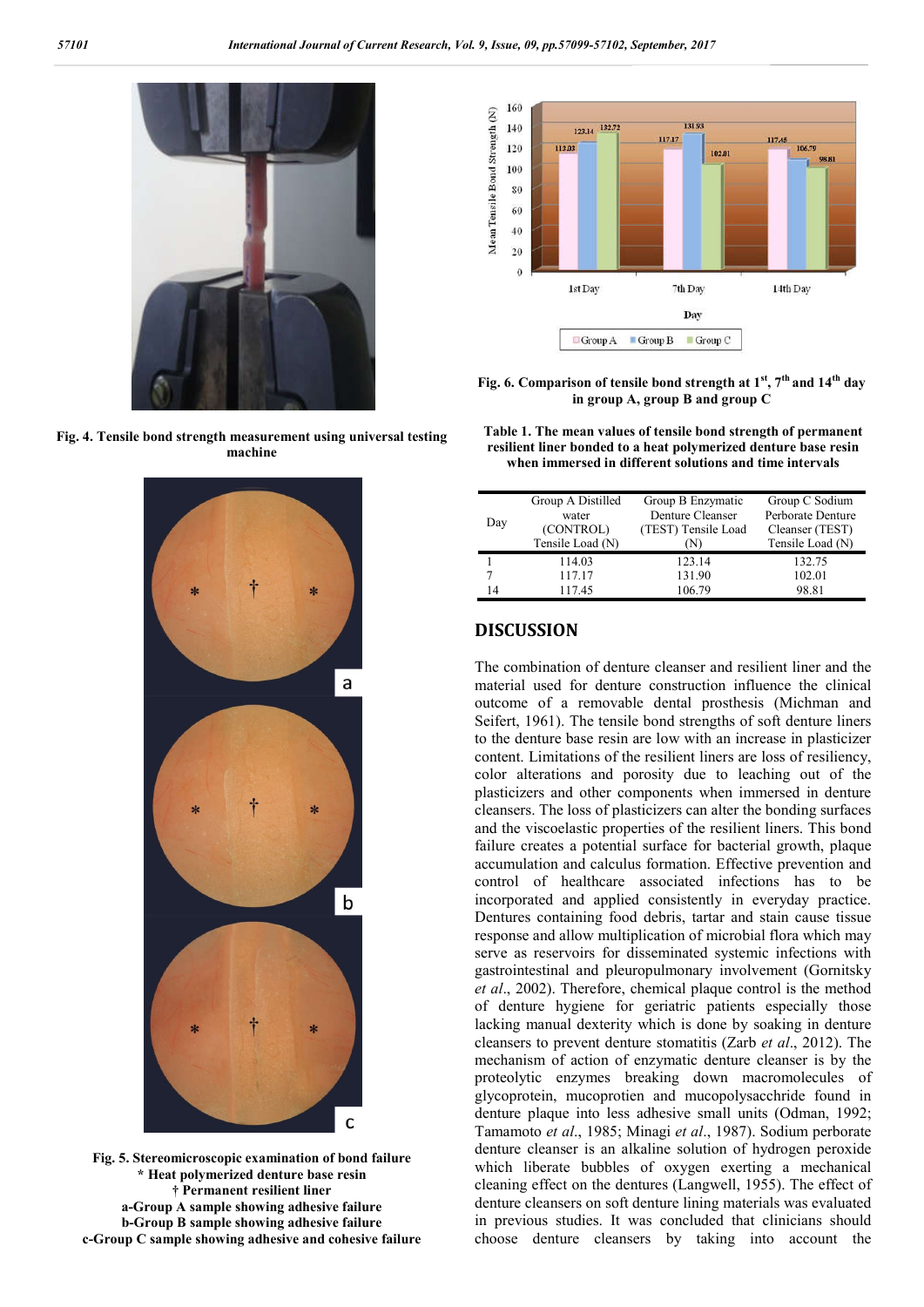Fig. 4. Tensile bond strength measurement using universal testing machine

Fig. 5. Stereomicroscopic examination of bond failure
* Heat polymerized denture base resin
† Permanent resilient liner
a-Group A sample showing adhesive failure
b-Group B sample showing adhesive failure
c-Group C sample showing adhesive and cohesive failure

Fig. 6. Comparison of tensile bond strength at 1st, 7th and 14th day in group A, group B and group C

Table 1. The mean values of tensile bond strength of permanent resilient liner bonded to a heat polymerized denture base resin when immersed in different solutions and time intervals

| Day | Group A Distilled water (CONTROL) Tensile Load (N) | Group B Enzymatic Denture Cleanser (TEST) Tensile Load (N) | Group C Sodium Perborate Denture Cleanser (TEST) Tensile Load (N) |
|---|---|---|---|
| 1 | 114.03 | 123.14 | 132.75 |
| 7 | 117.17 | 131.90 | 102.01 |
| 14 | 117.45 | 106.79 | 98.81 |

## DISCUSSION

The combination of denture cleanser and resilient liner and the material used for denture construction influence the clinical outcome of a removable dental prosthesis (Michman and Seifert, 1961). The tensile bond strengths of soft denture liners to the denture base resin are low with an increase in plasticizer content. Limitations of the resilient liners are loss of resiliency, color alterations and porosity due to leaching out of the plasticizers and other components when immersed in denture cleansers. The loss of plasticizers can alter the bonding surfaces and the viscoelastic properties of the resilient liners. This bond failure creates a potential surface for bacterial growth, plaque accumulation and calculus formation. Effective prevention and control of healthcare associated infections has to be incorporated and applied consistently in everyday practice. Dentures containing food debris, tartar and stain cause tissue response and allow multiplication of microbial flora which may serve as reservoirs for disseminated systemic infections with gastrointestinal and pleuropulmonary involvement (Gornitsky *et al*., 2002). Therefore, chemical plaque control is the method of denture hygiene for geriatric patients especially those lacking manual dexterity which is done by soaking in denture cleansers to prevent denture stomatitis (Zarb *et al*., 2012). The mechanism of action of enzymatic denture cleanser is by the proteolytic enzymes breaking down macromolecules of glycoprotein, mucoprotien and mucopolysacchride found in denture plaque into less adhesive small units (Odman, 1992; Tamamoto *et al*., 1985; Minagi *et al*., 1987). Sodium perborate denture cleanser is an alkaline solution of hydrogen peroxide which liberate bubbles of oxygen exerting a mechanical cleaning effect on the dentures (Langwell, 1955). The effect of denture cleansers on soft denture lining materials was evaluated in previous studies. It was concluded that clinicians should choose denture cleansers by taking into account the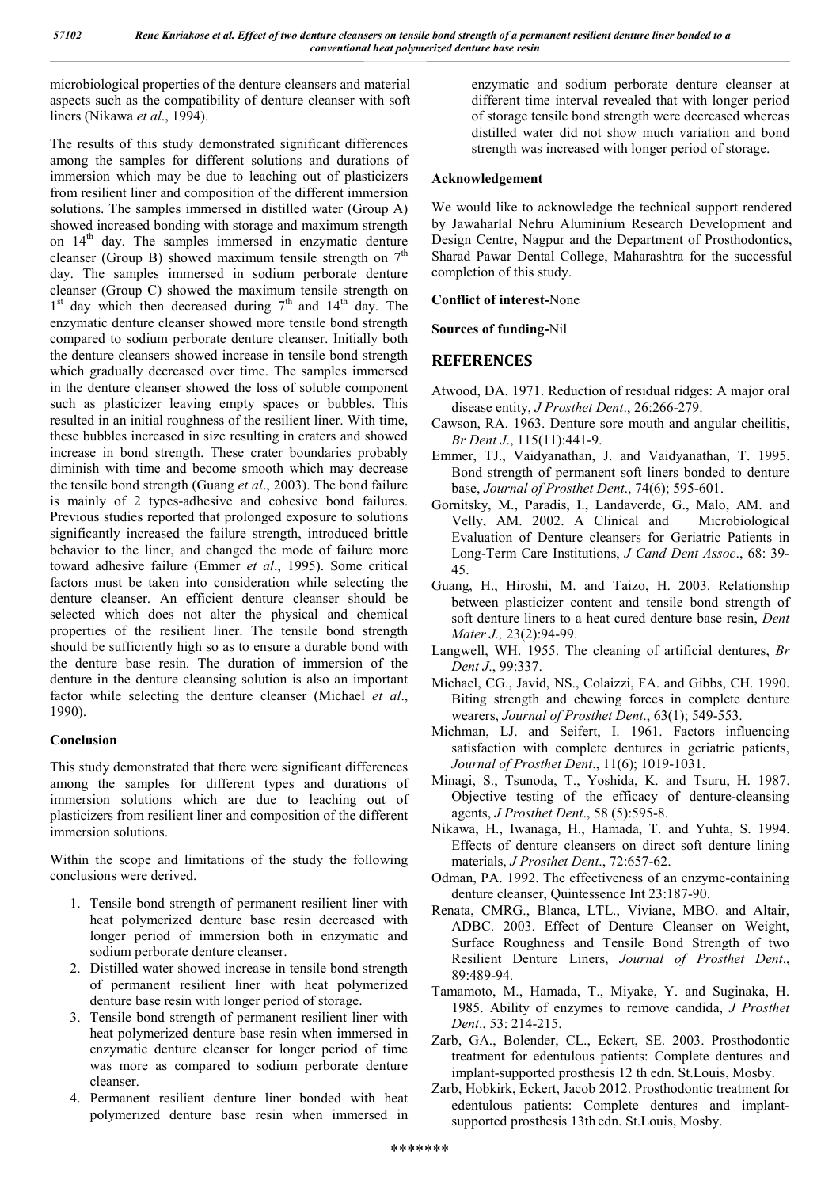microbiological properties of the denture cleansers and material aspects such as the compatibility of denture cleanser with soft liners (Nikawa *et al*., 1994).

The results of this study demonstrated significant differences among the samples for different solutions and durations of immersion which may be due to leaching out of plasticizers from resilient liner and composition of the different immersion solutions. The samples immersed in distilled water (Group A) showed increased bonding with storage and maximum strength on 14th day. The samples immersed in enzymatic denture cleanser (Group B) showed maximum tensile strength on 7th day. The samples immersed in sodium perborate denture cleanser (Group C) showed the maximum tensile strength on 1st day which then decreased during 7th and 14th day. The enzymatic denture cleanser showed more tensile bond strength compared to sodium perborate denture cleanser. Initially both the denture cleansers showed increase in tensile bond strength which gradually decreased over time. The samples immersed in the denture cleanser showed the loss of soluble component such as plasticizer leaving empty spaces or bubbles. This resulted in an initial roughness of the resilient liner. With time, these bubbles increased in size resulting in craters and showed increase in bond strength. These crater boundaries probably diminish with time and become smooth which may decrease the tensile bond strength (Guang *et al*., 2003). The bond failure is mainly of 2 types-adhesive and cohesive bond failures. Previous studies reported that prolonged exposure to solutions significantly increased the failure strength, introduced brittle behavior to the liner, and changed the mode of failure more toward adhesive failure (Emmer *et al*., 1995). Some critical factors must be taken into consideration while selecting the denture cleanser. An efficient denture cleanser should be selected which does not alter the physical and chemical properties of the resilient liner. The tensile bond strength should be sufficiently high so as to ensure a durable bond with the denture base resin. The duration of immersion of the denture in the denture cleansing solution is also an important factor while selecting the denture cleanser (Michael *et al*., 1990).

### Conclusion

This study demonstrated that there were significant differences among the samples for different types and durations of immersion solutions which are due to leaching out of plasticizers from resilient liner and composition of the different immersion solutions.

Within the scope and limitations of the study the following conclusions were derived.

1. Tensile bond strength of permanent resilient liner with heat polymerized denture base resin decreased with longer period of immersion both in enzymatic and sodium perborate denture cleanser.
2. Distilled water showed increase in tensile bond strength of permanent resilient liner with heat polymerized denture base resin with longer period of storage.
3. Tensile bond strength of permanent resilient liner with heat polymerized denture base resin when immersed in enzymatic denture cleanser for longer period of time was more as compared to sodium perborate denture cleanser.
4. Permanent resilient denture liner bonded with heat polymerized denture base resin when immersed in enzymatic and sodium perborate denture cleanser at different time interval revealed that with longer period of storage tensile bond strength were decreased whereas distilled water did not show much variation and bond strength was increased with longer period of storage.

### Acknowledgement

We would like to acknowledge the technical support rendered by Jawaharlal Nehru Aluminium Research Development and Design Centre, Nagpur and the Department of Prosthodontics, Sharad Pawar Dental College, Maharashtra for the successful completion of this study.

**Conflict of interest-**None

**Sources of funding-**Nil

## REFERENCES

Atwood, DA. 1971. Reduction of residual ridges: A major oral disease entity, *J Prosthet Dent*., 26:266-279.

Cawson, RA. 1963. Denture sore mouth and angular cheilitis, *Br Dent J*., 115(11):441-9.

Emmer, TJ., Vaidyanathan, J. and Vaidyanathan, T. 1995. Bond strength of permanent soft liners bonded to denture base, *Journal of Prosthet Dent*., 74(6); 595-601.

Gornitsky, M., Paradis, I., Landaverde, G., Malo, AM. and Velly, AM. 2002. A Clinical and Microbiological Evaluation of Denture cleansers for Geriatric Patients in Long-Term Care Institutions, *J Cand Dent Assoc*., 68: 39-45.

Guang, H., Hiroshi, M. and Taizo, H. 2003. Relationship between plasticizer content and tensile bond strength of soft denture liners to a heat cured denture base resin, *Dent Mater J.,* 23(2):94-99.

Langwell, WH. 1955. The cleaning of artificial dentures, *Br Dent J*., 99:337.

Michael, CG., Javid, NS., Colaizzi, FA. and Gibbs, CH. 1990. Biting strength and chewing forces in complete denture wearers, *Journal of Prosthet Dent*., 63(1); 549-553.

Michman, LJ. and Seifert, I. 1961. Factors influencing satisfaction with complete dentures in geriatric patients, *Journal of Prosthet Dent*., 11(6); 1019-1031.

Minagi, S., Tsunoda, T., Yoshida, K. and Tsuru, H. 1987. Objective testing of the efficacy of denture-cleansing agents, *J Prosthet Dent*., 58 (5):595-8.

Nikawa, H., Iwanaga, H., Hamada, T. and Yuhta, S. 1994. Effects of denture cleansers on direct soft denture lining materials, *J Prosthet Dent*., 72:657-62.

Odman, PA. 1992. The effectiveness of an enzyme-containing denture cleanser, Quintessence Int 23:187-90.

Renata, CMRG., Blanca, LTL., Viviane, MBO. and Altair, ADBC. 2003. Effect of Denture Cleanser on Weight, Surface Roughness and Tensile Bond Strength of two Resilient Denture Liners, *Journal of Prosthet Dent*., 89:489-94.

Tamamoto, M., Hamada, T., Miyake, Y. and Suginaka, H. 1985. Ability of enzymes to remove candida, *J Prosthet Dent*., 53: 214-215.

Zarb, GA., Bolender, CL., Eckert, SE. 2003. Prosthodontic treatment for edentulous patients: Complete dentures and implant-supported prosthesis 12 th edn. St.Louis, Mosby.

Zarb, Hobkirk, Eckert, Jacob 2012. Prosthodontic treatment for edentulous patients: Complete dentures and implant-supported prosthesis 13th edn. St.Louis, Mosby.

\*\*\*\*\*\*\*